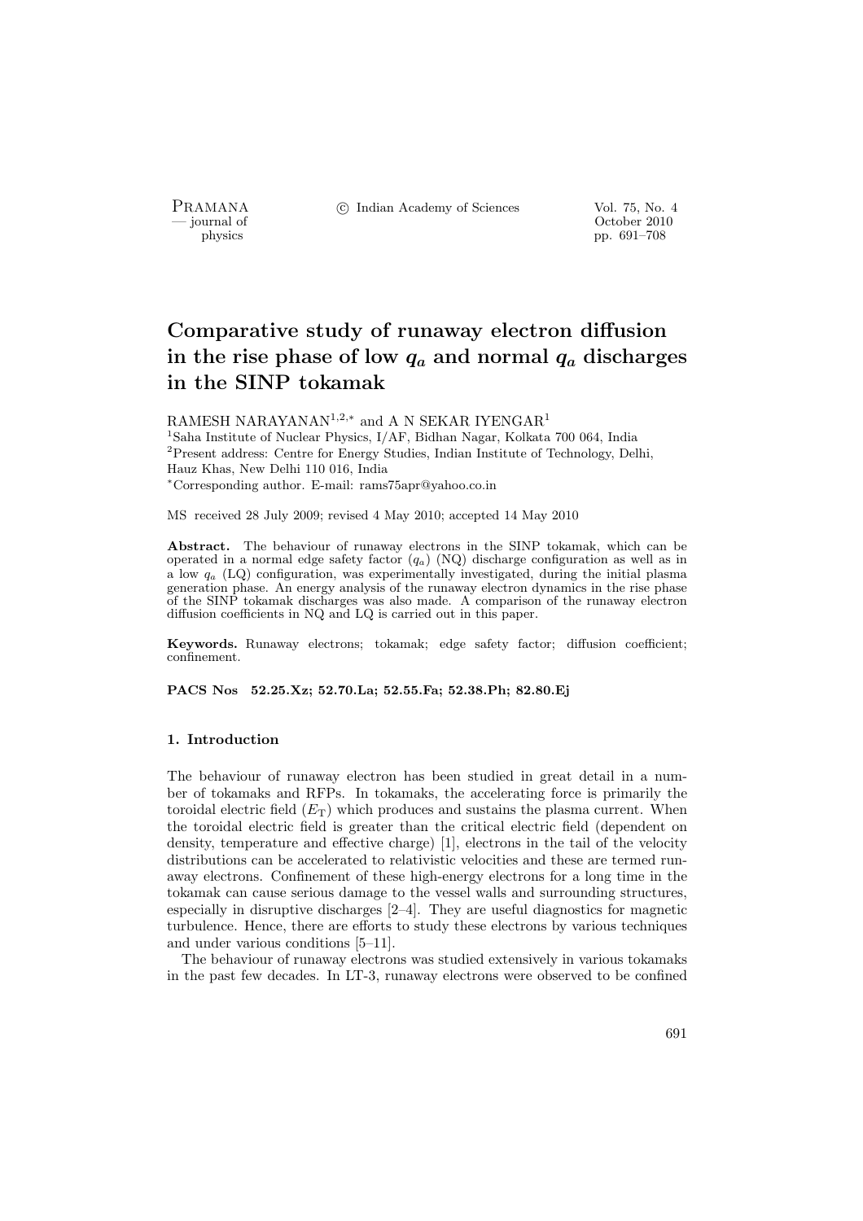# Comparative study of runaway electron diffusion in the rise phase of low $q_a$ and normal $q_a$ discharges in the SINP tokamak

RAMESH NARAYANAN[1,2,*] and A N SEKAR IYENGAR[1]

[1]Saha Institute of Nuclear Physics, I/AF, Bidhan Nagar, Kolkata 700 064, India
[2]Present address: Centre for Energy Studies, Indian Institute of Technology, Delhi, Hauz Khas, New Delhi 110 016, India
[*]Corresponding author. E-mail: rams75apr@yahoo.co.in

MS received 28 July 2009; revised 4 May 2010; accepted 14 May 2010

**Abstract.** The behaviour of runaway electrons in the SINP tokamak, which can be operated in a normal edge safety factor ($q_a$) (NQ) discharge configuration as well as in a low $q_a$ (LQ) configuration, was experimentally investigated, during the initial plasma generation phase. An energy analysis of the runaway electron dynamics in the rise phase of the SINP tokamak discharges was also made. A comparison of the runaway electron diffusion coefficients in NQ and LQ is carried out in this paper.

**Keywords.** Runaway electrons; tokamak; edge safety factor; diffusion coefficient; confinement.

**PACS Nos 52.25.Xz; 52.70.La; 52.55.Fa; 52.38.Ph; 82.80.Ej**

### 1. Introduction

The behaviour of runaway electron has been studied in great detail in a number of tokamaks and RFPs. In tokamaks, the accelerating force is primarily the toroidal electric field ($E_T$) which produces and sustains the plasma current. When the toroidal electric field is greater than the critical electric field (dependent on density, temperature and effective charge) [1], electrons in the tail of the velocity distributions can be accelerated to relativistic velocities and these are termed runaway electrons. Confinement of these high-energy electrons for a long time in the tokamak can cause serious damage to the vessel walls and surrounding structures, especially in disruptive discharges [2–4]. They are useful diagnostics for magnetic turbulence. Hence, there are efforts to study these electrons by various techniques and under various conditions [5–11].

The behaviour of runaway electrons was studied extensively in various tokamaks in the past few decades. In LT-3, runaway electrons were observed to be confined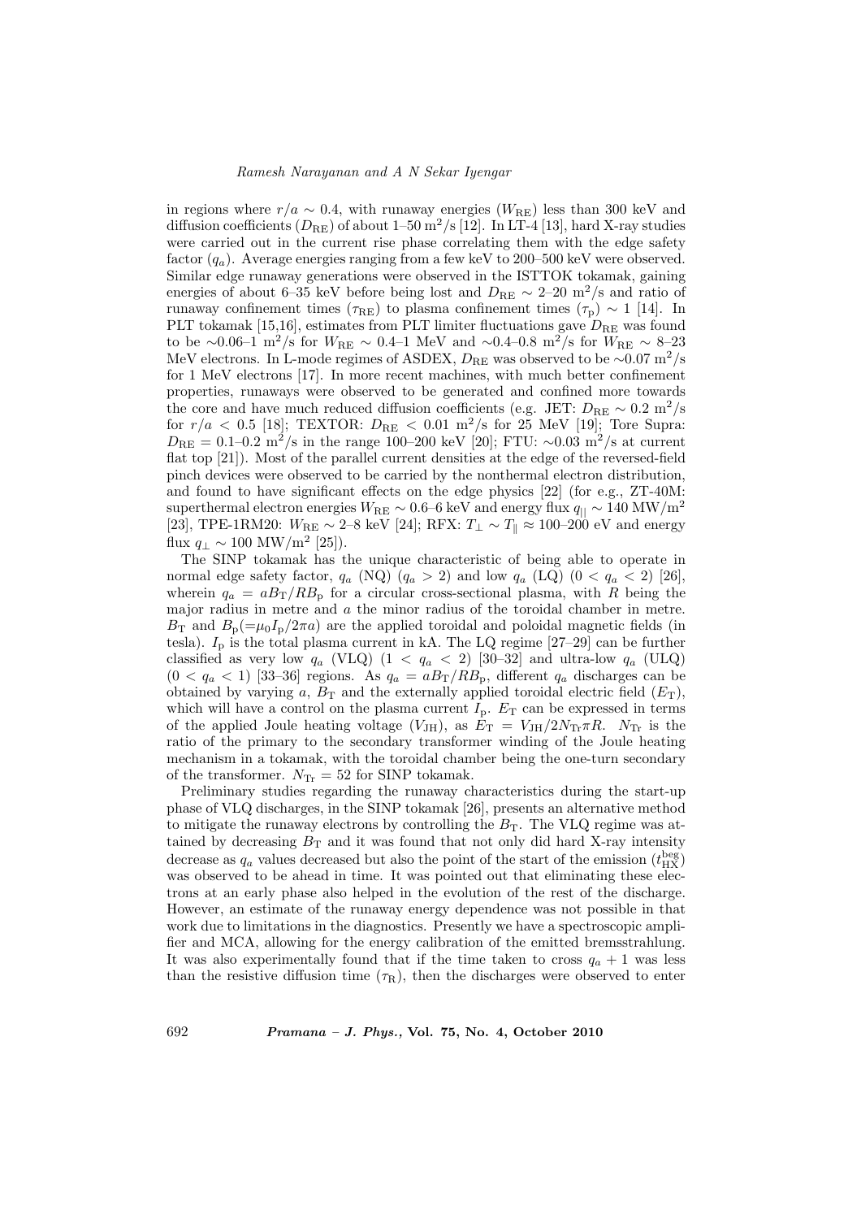in regions where $r/a \sim 0.4$, with runaway energies ($W_{\rm RE}$) less than 300 keV and diffusion coefficients ($D_{\rm RE}$) of about 1–50 m$^2$/s [12]. In LT-4 [13], hard X-ray studies were carried out in the current rise phase correlating them with the edge safety factor ($q_a$). Average energies ranging from a few keV to 200–500 keV were observed. Similar edge runaway generations were observed in the ISTTOK tokamak, gaining energies of about 6–35 keV before being lost and $D_{\rm RE} \sim$ 2–20 m$^2$/s and ratio of runaway confinement times ($\tau_{\rm RE}$) to plasma confinement times ($\tau_{\rm p}$) $\sim 1$ [14]. In PLT tokamak [15,16], estimates from PLT limiter fluctuations gave $D_{\rm RE}$ was found to be $\sim$0.06–1 m$^2$/s for $W_{\rm RE} \sim$ 0.4–1 MeV and $\sim$0.4–0.8 m$^2$/s for $W_{\rm RE} \sim$ 8–23 MeV electrons. In L-mode regimes of ASDEX, $D_{\rm RE}$ was observed to be $\sim$0.07 m$^2$/s for 1 MeV electrons [17]. In more recent machines, with much better confinement properties, runaways were observed to be generated and confined more towards the core and have much reduced diffusion coefficients (e.g. JET: $D_{\rm RE} \sim 0.2$ m$^2$/s for $r/a < 0.5$ [18]; TEXTOR: $D_{\rm RE} < 0.01$ m$^2$/s for 25 MeV [19]; Tore Supra: $D_{\rm RE} =$ 0.1–0.2 m$^2$/s in the range 100–200 keV [20]; FTU: $\sim$0.03 m$^2$/s at current flat top [21]). Most of the parallel current densities at the edge of the reversed-field pinch devices were observed to be carried by the nonthermal electron distribution, and found to have significant effects on the edge physics [22] (for e.g., ZT-40M: superthermal electron energies $W_{\rm RE} \sim$ 0.6–6 keV and energy flux $q_{||} \sim 140$ MW/m$^2$ [23], TPE-1RM20: $W_{\rm RE} \sim$ 2–8 keV [24]; RFX: $T_\perp \sim T_\parallel \approx$ 100–200 eV and energy flux $q_\perp \sim 100$ MW/m$^2$ [25]).

The SINP tokamak has the unique characteristic of being able to operate in normal edge safety factor, $q_a$ (NQ) ($q_a > 2$) and low $q_a$ (LQ) ($0 < q_a < 2$) [26], wherein $q_a = aB_{\rm T}/RB_{\rm p}$ for a circular cross-sectional plasma, with $R$ being the major radius in metre and $a$ the minor radius of the toroidal chamber in metre. $B_{\rm T}$ and $B_{\rm p}(=\mu_0 I_{\rm p}/2\pi a)$ are the applied toroidal and poloidal magnetic fields (in tesla). $I_{\rm p}$ is the total plasma current in kA. The LQ regime [27–29] can be further classified as very low $q_a$ (VLQ) ($1 < q_a < 2$) [30–32] and ultra-low $q_a$ (ULQ) ($0 < q_a < 1$) [33–36] regions. As $q_a = aB_{\rm T}/RB_{\rm p}$, different $q_a$ discharges can be obtained by varying $a$, $B_{\rm T}$ and the externally applied toroidal electric field ($E_{\rm T}$), which will have a control on the plasma current $I_{\rm p}$. $E_{\rm T}$ can be expressed in terms of the applied Joule heating voltage ($V_{\rm JH}$), as $E_{\rm T} = V_{\rm JH}/2N_{\rm Tr}\pi R$. $N_{\rm Tr}$ is the ratio of the primary to the secondary transformer winding of the Joule heating mechanism in a tokamak, with the toroidal chamber being the one-turn secondary of the transformer. $N_{\rm Tr} = 52$ for SINP tokamak.

Preliminary studies regarding the runaway characteristics during the start-up phase of VLQ discharges, in the SINP tokamak [26], presents an alternative method to mitigate the runaway electrons by controlling the $B_{\rm T}$. The VLQ regime was attained by decreasing $B_{\rm T}$ and it was found that not only did hard X-ray intensity decrease as $q_a$ values decreased but also the point of the start of the emission ($t_{\rm HX}^{\rm beg}$) was observed to be ahead in time. It was pointed out that eliminating these electrons at an early phase also helped in the evolution of the rest of the discharge. However, an estimate of the runaway energy dependence was not possible in that work due to limitations in the diagnostics. Presently we have a spectroscopic amplifier and MCA, allowing for the energy calibration of the emitted bremsstrahlung. It was also experimentally found that if the time taken to cross $q_a + 1$ was less than the resistive diffusion time ($\tau_{\rm R}$), then the discharges were observed to enter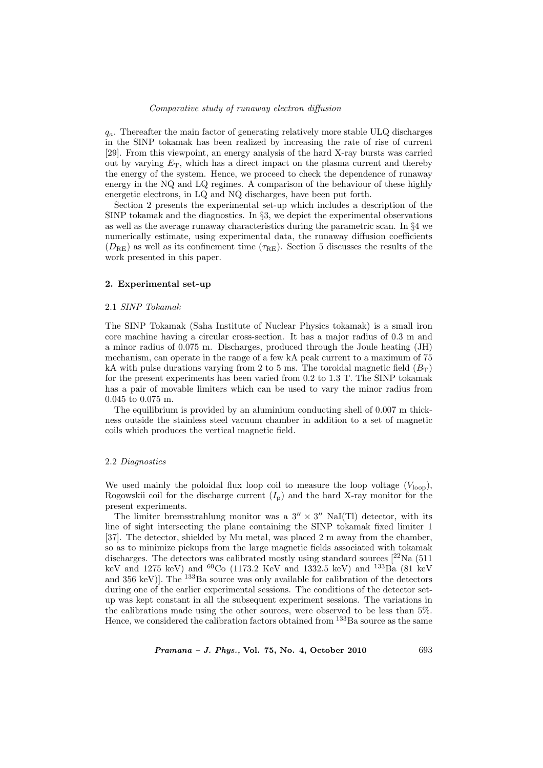$q_a$. Thereafter the main factor of generating relatively more stable ULQ discharges in the SINP tokamak has been realized by increasing the rate of rise of current [29]. From this viewpoint, an energy analysis of the hard X-ray bursts was carried out by varying $E_{\mathrm{T}}$, which has a direct impact on the plasma current and thereby the energy of the system. Hence, we proceed to check the dependence of runaway energy in the NQ and LQ regimes. A comparison of the behaviour of these highly energetic electrons, in LQ and NQ discharges, have been put forth.

Section 2 presents the experimental set-up which includes a description of the SINP tokamak and the diagnostics. In §3, we depict the experimental observations as well as the average runaway characteristics during the parametric scan. In §4 we numerically estimate, using experimental data, the runaway diffusion coefficients ($D_{\mathrm{RE}}$) as well as its confinement time ($\tau_{\mathrm{RE}}$). Section 5 discusses the results of the work presented in this paper.

## 2. Experimental set-up

### 2.1 *SINP Tokamak*

The SINP Tokamak (Saha Institute of Nuclear Physics tokamak) is a small iron core machine having a circular cross-section. It has a major radius of 0.3 m and a minor radius of 0.075 m. Discharges, produced through the Joule heating (JH) mechanism, can operate in the range of a few kA peak current to a maximum of 75 kA with pulse durations varying from 2 to 5 ms. The toroidal magnetic field ($B_{\mathrm{T}}$) for the present experiments has been varied from 0.2 to 1.3 T. The SINP tokamak has a pair of movable limiters which can be used to vary the minor radius from 0.045 to 0.075 m.

The equilibrium is provided by an aluminium conducting shell of 0.007 m thickness outside the stainless steel vacuum chamber in addition to a set of magnetic coils which produces the vertical magnetic field.

### 2.2 *Diagnostics*

We used mainly the poloidal flux loop coil to measure the loop voltage ($V_{\mathrm{loop}}$), Rogowskii coil for the discharge current ($I_{\mathrm{p}}$) and the hard X-ray monitor for the present experiments.

The limiter bremsstrahlung monitor was a $3'' \times 3''$ NaI(Tl) detector, with its line of sight intersecting the plane containing the SINP tokamak fixed limiter 1 [37]. The detector, shielded by Mu metal, was placed 2 m away from the chamber, so as to minimize pickups from the large magnetic fields associated with tokamak discharges. The detectors was calibrated mostly using standard sources [$^{22}$Na (511 keV and 1275 keV) and $^{60}$Co (1173.2 KeV and 1332.5 keV) and $^{133}$Ba (81 keV and 356 keV)]. The $^{133}$Ba source was only available for calibration of the detectors during one of the earlier experimental sessions. The conditions of the detector set-up was kept constant in all the subsequent experiment sessions. The variations in the calibrations made using the other sources, were observed to be less than 5%. Hence, we considered the calibration factors obtained from $^{133}$Ba source as the same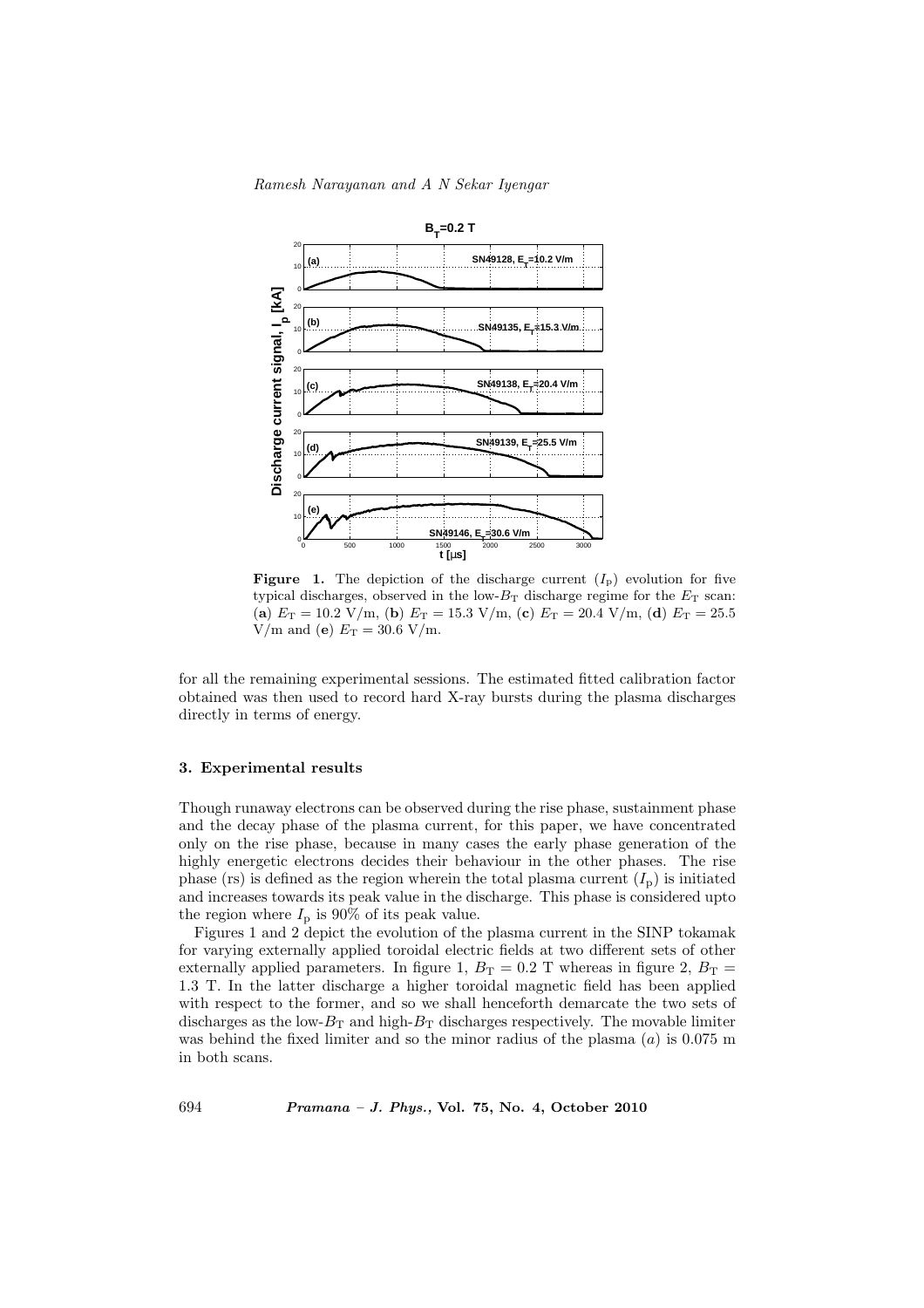**Figure 1.** The depiction of the discharge current ($I_p$) evolution for five typical discharges, observed in the low-$B_T$ discharge regime for the $E_T$ scan: (**a**) $E_T = 10.2$ V/m, (**b**) $E_T = 15.3$ V/m, (**c**) $E_T = 20.4$ V/m, (**d**) $E_T = 25.5$ V/m and (**e**) $E_T = 30.6$ V/m.

for all the remaining experimental sessions. The estimated fitted calibration factor obtained was then used to record hard X-ray bursts during the plasma discharges directly in terms of energy.

### 3. Experimental results

Though runaway electrons can be observed during the rise phase, sustainment phase and the decay phase of the plasma current, for this paper, we have concentrated only on the rise phase, because in many cases the early phase generation of the highly energetic electrons decides their behaviour in the other phases. The rise phase (rs) is defined as the region wherein the total plasma current ($I_p$) is initiated and increases towards its peak value in the discharge. This phase is considered upto the region where $I_p$ is 90% of its peak value.

Figures 1 and 2 depict the evolution of the plasma current in the SINP tokamak for varying externally applied toroidal electric fields at two different sets of other externally applied parameters. In figure 1, $B_T = 0.2$ T whereas in figure 2, $B_T = 1.3$ T. In the latter discharge a higher toroidal magnetic field has been applied with respect to the former, and so we shall henceforth demarcate the two sets of discharges as the low-$B_T$ and high-$B_T$ discharges respectively. The movable limiter was behind the fixed limiter and so the minor radius of the plasma ($a$) is 0.075 m in both scans.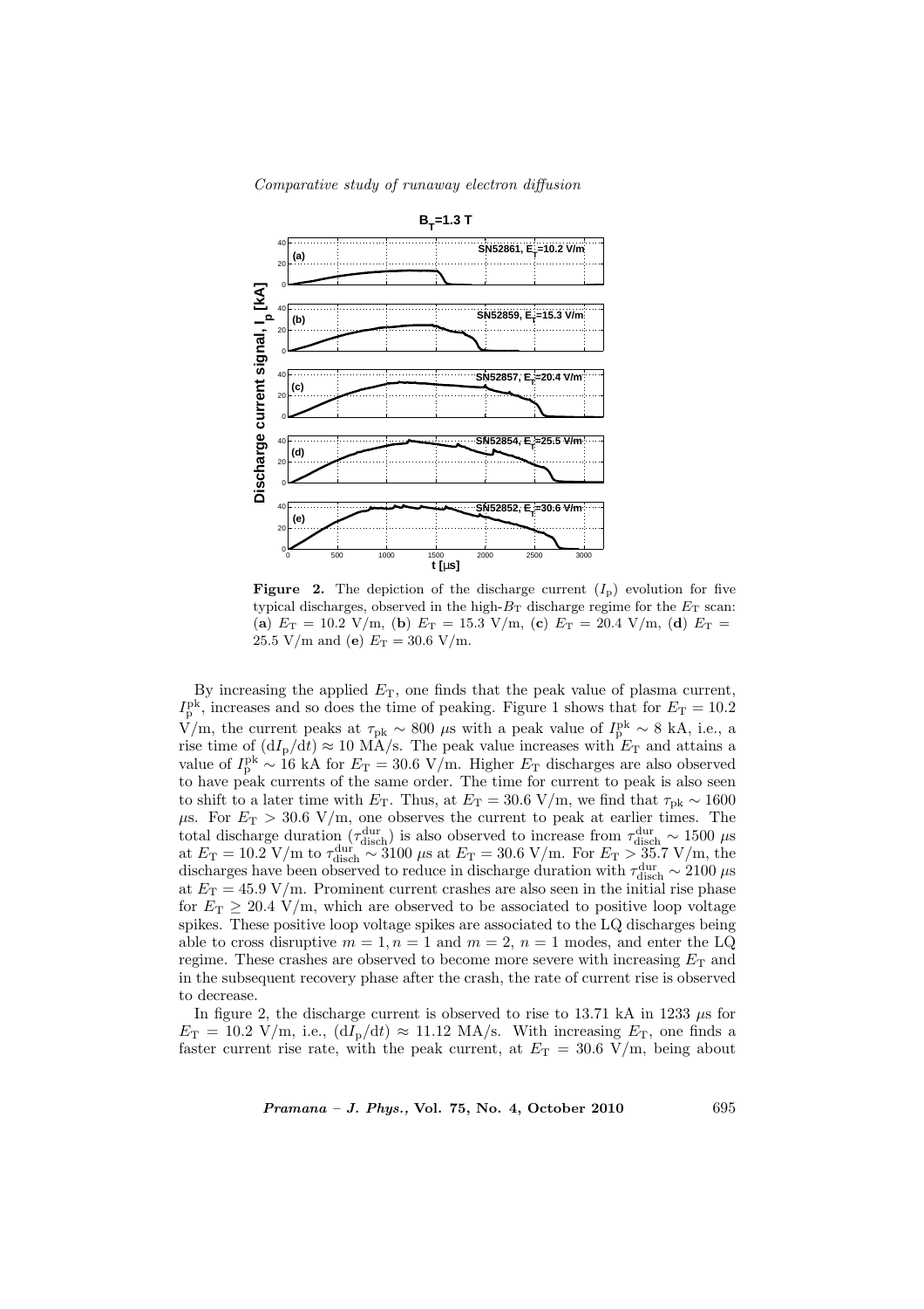**Figure 2.** The depiction of the discharge current ($I_{\rm p}$) evolution for five typical discharges, observed in the high-$B_{\rm T}$ discharge regime for the $E_{\rm T}$ scan: (**a**) $E_{\rm T}$ = 10.2 V/m, (**b**) $E_{\rm T}$ = 15.3 V/m, (**c**) $E_{\rm T}$ = 20.4 V/m, (**d**) $E_{\rm T}$ = 25.5 V/m and (**e**) $E_{\rm T}$ = 30.6 V/m.

By increasing the applied $E_{\rm T}$, one finds that the peak value of plasma current, $I_{\rm p}^{\rm pk}$, increases and so does the time of peaking. Figure 1 shows that for $E_{\rm T}$ = 10.2 V/m, the current peaks at $\tau_{\rm pk} \sim 800$ μs with a peak value of $I_{\rm p}^{\rm pk} \sim 8$ kA, i.e., a rise time of $({\rm d}I_{\rm p}/{\rm d}t) \approx 10$ MA/s. The peak value increases with $E_{\rm T}$ and attains a value of $I_{\rm p}^{\rm pk} \sim 16$ kA for $E_{\rm T}$ = 30.6 V/m. Higher $E_{\rm T}$ discharges are also observed to have peak currents of the same order. The time for current to peak is also seen to shift to a later time with $E_{\rm T}$. Thus, at $E_{\rm T}$ = 30.6 V/m, we find that $\tau_{\rm pk} \sim 1600$ μs. For $E_{\rm T} > 30.6$ V/m, one observes the current to peak at earlier times. The total discharge duration ($\tau_{\rm disch}^{\rm dur}$) is also observed to increase from $\tau_{\rm disch}^{\rm dur} \sim 1500$ μs at $E_{\rm T}$ = 10.2 V/m to $\tau_{\rm disch}^{\rm dur} \sim 3100$ μs at $E_{\rm T}$ = 30.6 V/m. For $E_{\rm T} > 35.7$ V/m, the discharges have been observed to reduce in discharge duration with $\tau_{\rm disch}^{\rm dur} \sim 2100$ μs at $E_{\rm T}$ = 45.9 V/m. Prominent current crashes are also seen in the initial rise phase for $E_{\rm T} \geq 20.4$ V/m, which are observed to be associated to positive loop voltage spikes. These positive loop voltage spikes are associated to the LQ discharges being able to cross disruptive $m = 1, n = 1$ and $m = 2$, $n = 1$ modes, and enter the LQ regime. These crashes are observed to become more severe with increasing $E_{\rm T}$ and in the subsequent recovery phase after the crash, the rate of current rise is observed to decrease.

In figure 2, the discharge current is observed to rise to 13.71 kA in 1233 μs for $E_{\rm T}$ = 10.2 V/m, i.e., $({\rm d}I_{\rm p}/{\rm d}t) \approx 11.12$ MA/s. With increasing $E_{\rm T}$, one finds a faster current rise rate, with the peak current, at $E_{\rm T}$ = 30.6 V/m, being about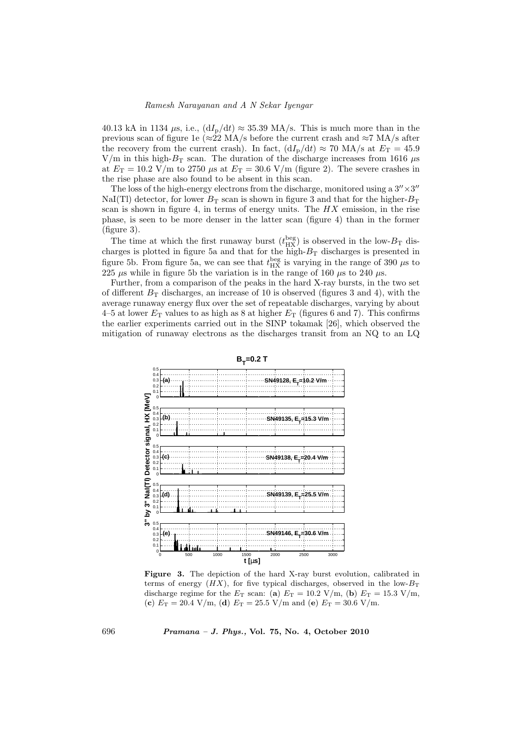40.13 kA in 1134 μs, i.e., $(\mathrm{d}I_\mathrm{p}/\mathrm{d}t) \approx 35.39$ MA/s. This is much more than in the previous scan of figure 1e ($\approx$22 MA/s before the current crash and $\approx$7 MA/s after the recovery from the current crash). In fact, $(\mathrm{d}I_\mathrm{p}/\mathrm{d}t) \approx 70$ MA/s at $E_\mathrm{T} = 45.9$ V/m in this high-$B_\mathrm{T}$ scan. The duration of the discharge increases from 1616 μs at $E_\mathrm{T} = 10.2$ V/m to 2750 μs at $E_\mathrm{T} = 30.6$ V/m (figure 2). The severe crashes in the rise phase are also found to be absent in this scan.

The loss of the high-energy electrons from the discharge, monitored using a $3'' \times 3''$ NaI(Tl) detector, for lower $B_\mathrm{T}$ scan is shown in figure 3 and that for the higher-$B_\mathrm{T}$ scan is shown in figure 4, in terms of energy units. The $HX$ emission, in the rise phase, is seen to be more denser in the latter scan (figure 4) than in the former (figure 3).

The time at which the first runaway burst ($t_\mathrm{HX}^\mathrm{beg}$) is observed in the low-$B_\mathrm{T}$ discharges is plotted in figure 5a and that for the high-$B_\mathrm{T}$ discharges is presented in figure 5b. From figure 5a, we can see that $t_\mathrm{HX}^\mathrm{beg}$ is varying in the range of 390 μs to 225 μs while in figure 5b the variation is in the range of 160 μs to 240 μs.

Further, from a comparison of the peaks in the hard X-ray bursts, in the two set of different $B_\mathrm{T}$ discharges, an increase of 10 is observed (figures 3 and 4), with the average runaway energy flux over the set of repeatable discharges, varying by about 4–5 at lower $E_\mathrm{T}$ values to as high as 8 at higher $E_\mathrm{T}$ (figures 6 and 7). This confirms the earlier experiments carried out in the SINP tokamak [26], which observed the mitigation of runaway electrons as the discharges transit from an NQ to an LQ

**Figure 3.** The depiction of the hard X-ray burst evolution, calibrated in terms of energy ($HX$), for five typical discharges, observed in the low-$B_\mathrm{T}$ discharge regime for the $E_\mathrm{T}$ scan: (**a**) $E_\mathrm{T} = 10.2$ V/m, (**b**) $E_\mathrm{T} = 15.3$ V/m, (**c**) $E_\mathrm{T} = 20.4$ V/m, (**d**) $E_\mathrm{T} = 25.5$ V/m and (**e**) $E_\mathrm{T} = 30.6$ V/m.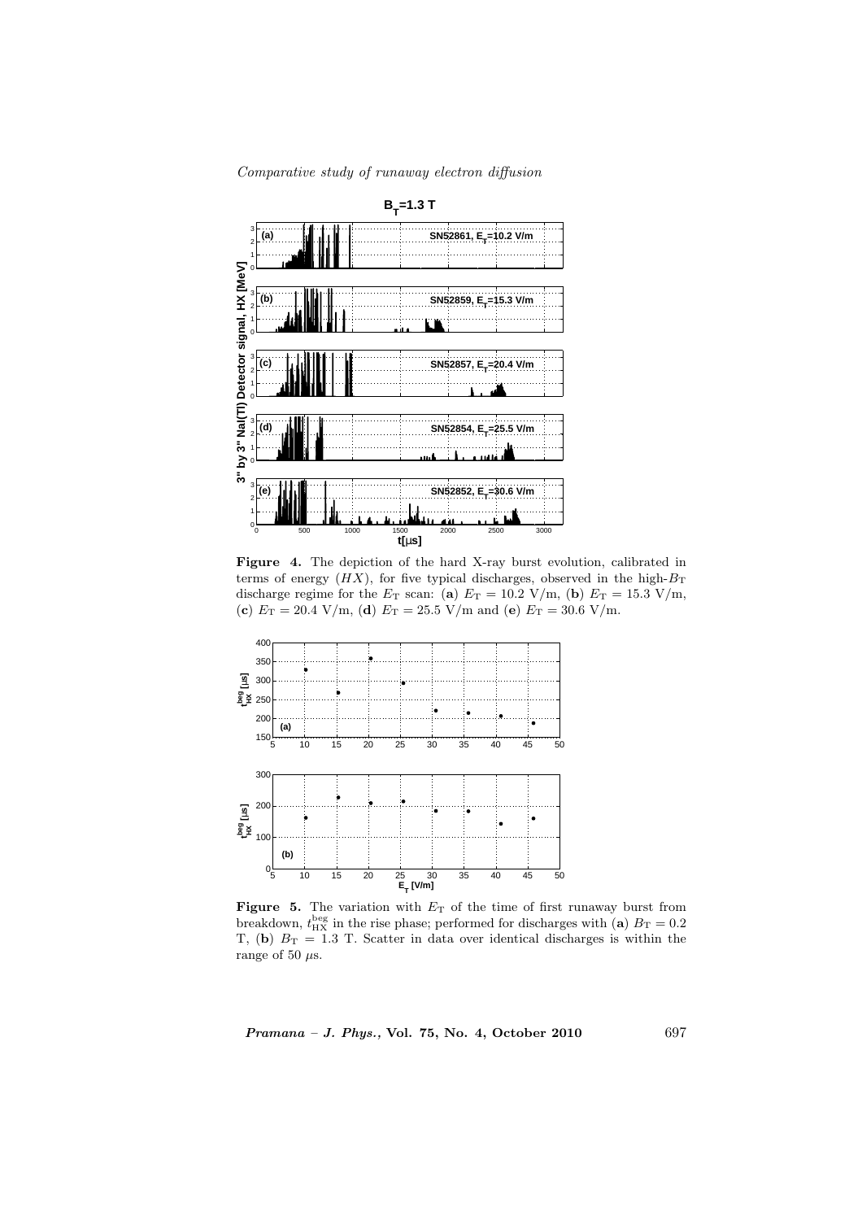**Figure 4.** The depiction of the hard X-ray burst evolution, calibrated in terms of energy ($HX$), for five typical discharges, observed in the high-$B_{\mathrm{T}}$ discharge regime for the $E_{\mathrm{T}}$ scan: (**a**) $E_{\mathrm{T}} = 10.2$ V/m, (**b**) $E_{\mathrm{T}} = 15.3$ V/m, (**c**) $E_{\mathrm{T}} = 20.4$ V/m, (**d**) $E_{\mathrm{T}} = 25.5$ V/m and (**e**) $E_{\mathrm{T}} = 30.6$ V/m.

**Figure 5.** The variation with $E_{\mathrm{T}}$ of the time of first runaway burst from breakdown, $t_{\mathrm{HX}}^{\mathrm{beg}}$ in the rise phase; performed for discharges with (**a**) $B_{\mathrm{T}} = 0.2$ T, (**b**) $B_{\mathrm{T}} = 1.3$ T. Scatter in data over identical discharges is within the range of 50 $\mu$s.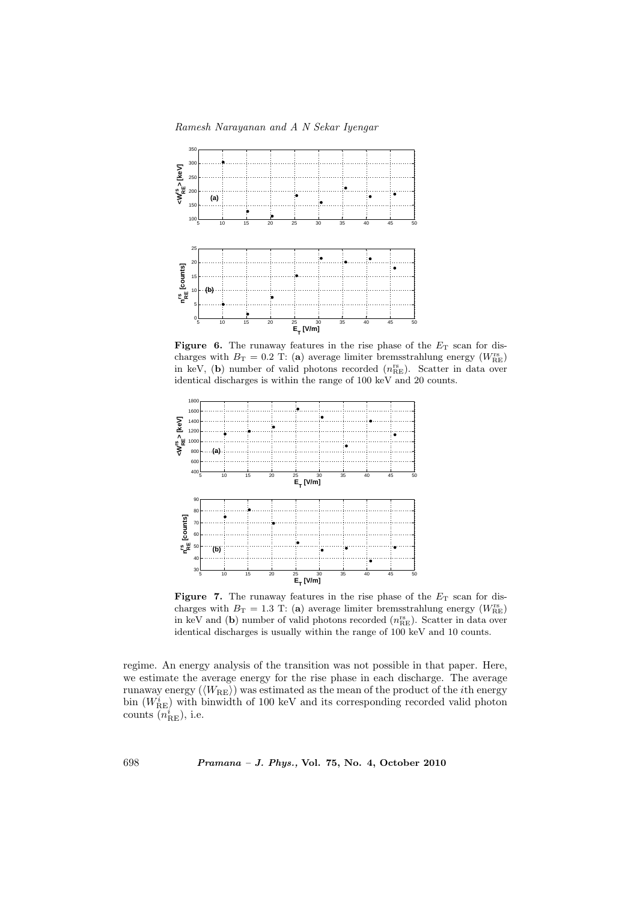**Figure 6.** The runaway features in the rise phase of the $E_{\mathrm{T}}$ scan for discharges with $B_{\mathrm{T}} = 0.2$ T: (**a**) average limiter bremsstrahlung energy ($W_{\mathrm{RE}}^{\mathrm{rs}}$) in keV, (**b**) number of valid photons recorded ($n_{\mathrm{RE}}^{\mathrm{rs}}$). Scatter in data over identical discharges is within the range of 100 keV and 20 counts.

**Figure 7.** The runaway features in the rise phase of the $E_{\mathrm{T}}$ scan for discharges with $B_{\mathrm{T}} = 1.3$ T: (**a**) average limiter bremsstrahlung energy ($W_{\mathrm{RE}}^{\mathrm{rs}}$) in keV and (**b**) number of valid photons recorded ($n_{\mathrm{RE}}^{\mathrm{rs}}$). Scatter in data over identical discharges is usually within the range of 100 keV and 10 counts.

regime. An energy analysis of the transition was not possible in that paper. Here, we estimate the average energy for the rise phase in each discharge. The average runaway energy ($\langle W_{\mathrm{RE}} \rangle$) was estimated as the mean of the product of the $i$th energy bin ($W_{\mathrm{RE}}^{i}$) with binwidth of 100 keV and its corresponding recorded valid photon counts ($n_{\mathrm{RE}}^{i}$), i.e.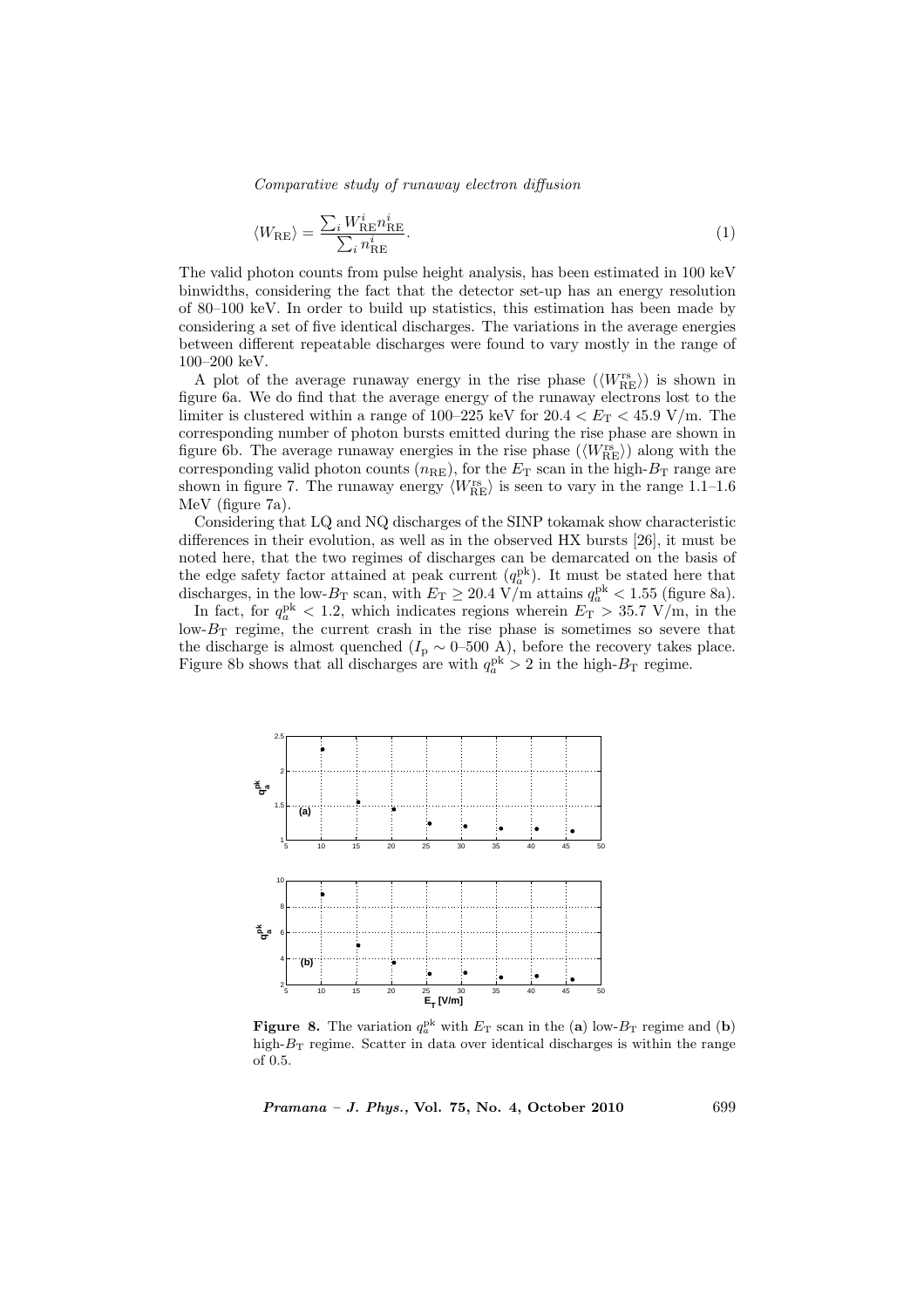$$\langle W_{\mathrm{RE}} \rangle = \frac{\sum_i W_{\mathrm{RE}}^i n_{\mathrm{RE}}^i}{\sum_i n_{\mathrm{RE}}^i}. \tag{1}$$

The valid photon counts from pulse height analysis, has been estimated in 100 keV binwidths, considering the fact that the detector set-up has an energy resolution of 80–100 keV. In order to build up statistics, this estimation has been made by considering a set of five identical discharges. The variations in the average energies between different repeatable discharges were found to vary mostly in the range of 100–200 keV.

A plot of the average runaway energy in the rise phase ($\langle W_{\mathrm{RE}}^{\mathrm{rs}} \rangle$) is shown in figure 6a. We do find that the average energy of the runaway electrons lost to the limiter is clustered within a range of 100–225 keV for $20.4 < E_{\mathrm{T}} < 45.9$ V/m. The corresponding number of photon bursts emitted during the rise phase are shown in figure 6b. The average runaway energies in the rise phase ($\langle W_{\mathrm{RE}}^{\mathrm{rs}} \rangle$) along with the corresponding valid photon counts ($n_{\mathrm{RE}}$), for the $E_{\mathrm{T}}$ scan in the high-$B_{\mathrm{T}}$ range are shown in figure 7. The runaway energy $\langle W_{\mathrm{RE}}^{\mathrm{rs}} \rangle$ is seen to vary in the range 1.1–1.6 MeV (figure 7a).

Considering that LQ and NQ discharges of the SINP tokamak show characteristic differences in their evolution, as well as in the observed HX bursts [26], it must be noted here, that the two regimes of discharges can be demarcated on the basis of the edge safety factor attained at peak current ($q_a^{\mathrm{pk}}$). It must be stated here that discharges, in the low-$B_{\mathrm{T}}$ scan, with $E_{\mathrm{T}} \geq 20.4$ V/m attains $q_a^{\mathrm{pk}} < 1.55$ (figure 8a).

In fact, for $q_a^{\mathrm{pk}} < 1.2$, which indicates regions wherein $E_{\mathrm{T}} > 35.7$ V/m, in the low-$B_{\mathrm{T}}$ regime, the current crash in the rise phase is sometimes so severe that the discharge is almost quenched ($I_{\mathrm{p}} \sim 0$–$500$ A), before the recovery takes place. Figure 8b shows that all discharges are with $q_a^{\mathrm{pk}} > 2$ in the high-$B_{\mathrm{T}}$ regime.

**Figure 8.** The variation $q_a^{\mathrm{pk}}$ with $E_{\mathrm{T}}$ scan in the (**a**) low-$B_{\mathrm{T}}$ regime and (**b**) high-$B_{\mathrm{T}}$ regime. Scatter in data over identical discharges is within the range of 0.5.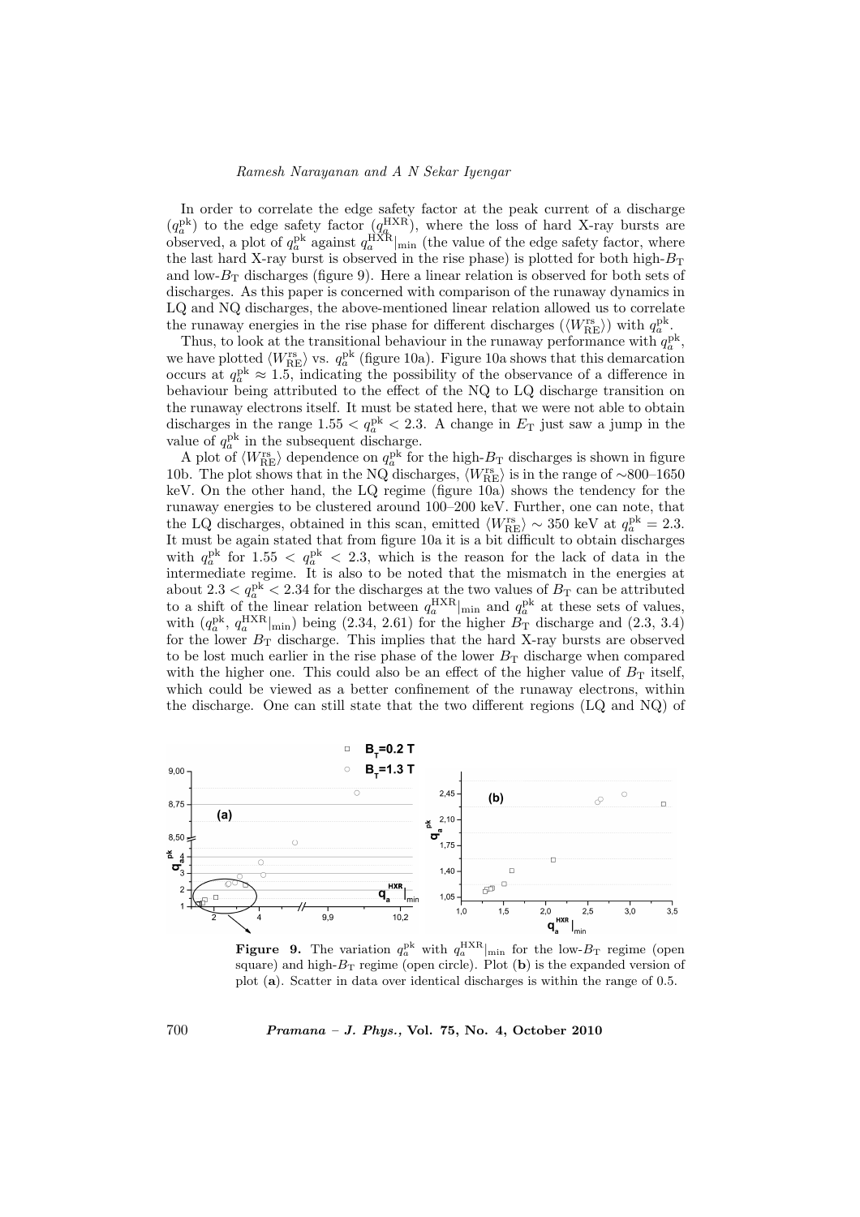In order to correlate the edge safety factor at the peak current of a discharge ($q_a^{\rm pk}$) to the edge safety factor ($q_a^{\rm HXR}$), where the loss of hard X-ray bursts are observed, a plot of $q_a^{\rm pk}$ against $q_a^{\rm HXR}|_{\rm min}$ (the value of the edge safety factor, where the last hard X-ray burst is observed in the rise phase) is plotted for both high-$B_{\rm T}$ and low-$B_{\rm T}$ discharges (figure 9). Here a linear relation is observed for both sets of discharges. As this paper is concerned with comparison of the runaway dynamics in LQ and NQ discharges, the above-mentioned linear relation allowed us to correlate the runaway energies in the rise phase for different discharges ($\langle W_{\rm RE}^{\rm rs}\rangle$) with $q_a^{\rm pk}$.

Thus, to look at the transitional behaviour in the runaway performance with $q_a^{\rm pk}$, we have plotted $\langle W_{\rm RE}^{\rm rs}\rangle$ vs. $q_a^{\rm pk}$ (figure 10a). Figure 10a shows that this demarcation occurs at $q_a^{\rm pk} \approx 1.5$, indicating the possibility of the observance of a difference in behaviour being attributed to the effect of the NQ to LQ discharge transition on the runaway electrons itself. It must be stated here, that we were not able to obtain discharges in the range $1.55 < q_a^{\rm pk} < 2.3$. A change in $E_{\rm T}$ just saw a jump in the value of $q_a^{\rm pk}$ in the subsequent discharge.

A plot of $\langle W_{\rm RE}^{\rm rs}\rangle$ dependence on $q_a^{\rm pk}$ for the high-$B_{\rm T}$ discharges is shown in figure 10b. The plot shows that in the NQ discharges, $\langle W_{\rm RE}^{\rm rs}\rangle$ is in the range of ~800–1650 keV. On the other hand, the LQ regime (figure 10a) shows the tendency for the runaway energies to be clustered around 100–200 keV. Further, one can note, that the LQ discharges, obtained in this scan, emitted $\langle W_{\rm RE}^{\rm rs}\rangle \sim 350$ keV at $q_a^{\rm pk} = 2.3$. It must be again stated that from figure 10a it is a bit difficult to obtain discharges with $q_a^{\rm pk}$ for $1.55 < q_a^{\rm pk} < 2.3$, which is the reason for the lack of data in the intermediate regime. It is also to be noted that the mismatch in the energies at about $2.3 < q_a^{\rm pk} < 2.34$ for the discharges at the two values of $B_{\rm T}$ can be attributed to a shift of the linear relation between $q_a^{\rm HXR}|_{\rm min}$ and $q_a^{\rm pk}$ at these sets of values, with ($q_a^{\rm pk}$, $q_a^{\rm HXR}|_{\rm min}$) being (2.34, 2.61) for the higher $B_{\rm T}$ discharge and (2.3, 3.4) for the lower $B_{\rm T}$ discharge. This implies that the hard X-ray bursts are observed to be lost much earlier in the rise phase of the lower $B_{\rm T}$ discharge when compared with the higher one. This could also be an effect of the higher value of $B_{\rm T}$ itself, which could be viewed as a better confinement of the runaway electrons, within the discharge. One can still state that the two different regions (LQ and NQ) of

**Figure 9.** The variation $q_a^{\rm pk}$ with $q_a^{\rm HXR}|_{\rm min}$ for the low-$B_{\rm T}$ regime (open square) and high-$B_{\rm T}$ regime (open circle). Plot (**b**) is the expanded version of plot (**a**). Scatter in data over identical discharges is within the range of 0.5.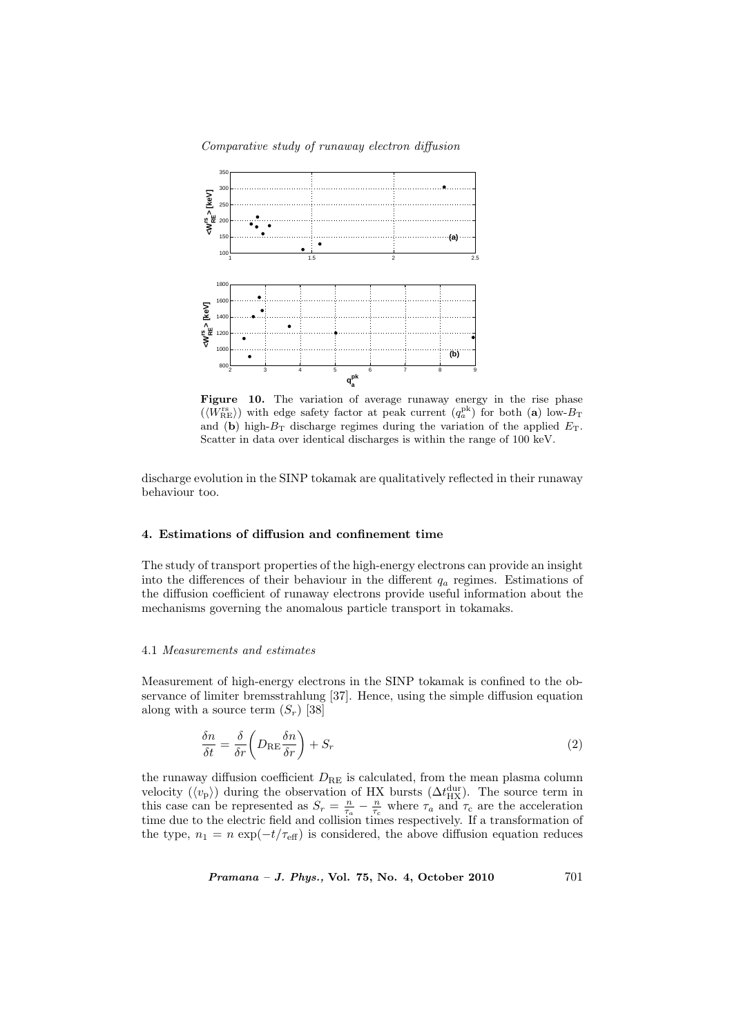**Figure 10.** The variation of average runaway energy in the rise phase ($\langle W_{\rm RE}^{\rm rs}\rangle$) with edge safety factor at peak current ($q_a^{\rm pk}$) for both (**a**) low-$B_{\rm T}$ and (**b**) high-$B_{\rm T}$ discharge regimes during the variation of the applied $E_{\rm T}$. Scatter in data over identical discharges is within the range of 100 keV.

discharge evolution in the SINP tokamak are qualitatively reflected in their runaway behaviour too.

## 4. Estimations of diffusion and confinement time

The study of transport properties of the high-energy electrons can provide an insight into the differences of their behaviour in the different $q_a$ regimes. Estimations of the diffusion coefficient of runaway electrons provide useful information about the mechanisms governing the anomalous particle transport in tokamaks.

### 4.1 *Measurements and estimates*

Measurement of high-energy electrons in the SINP tokamak is confined to the observance of limiter bremsstrahlung [37]. Hence, using the simple diffusion equation along with a source term ($S_r$) [38]

$$\frac{\delta n}{\delta t} = \frac{\delta}{\delta r}\left(D_{\rm RE}\frac{\delta n}{\delta r}\right) + S_r \tag{2}$$

the runaway diffusion coefficient $D_{\rm RE}$ is calculated, from the mean plasma column velocity ($\langle v_{\rm p}\rangle$) during the observation of HX bursts ($\Delta t_{\rm HX}^{\rm dur}$). The source term in this case can be represented as $S_r = \frac{n}{\tau_a} - \frac{n}{\tau_{\rm c}}$ where $\tau_a$ and $\tau_{\rm c}$ are the acceleration time due to the electric field and collision times respectively. If a transformation of the type, $n_1 = n\exp(-t/\tau_{\rm eff})$ is considered, the above diffusion equation reduces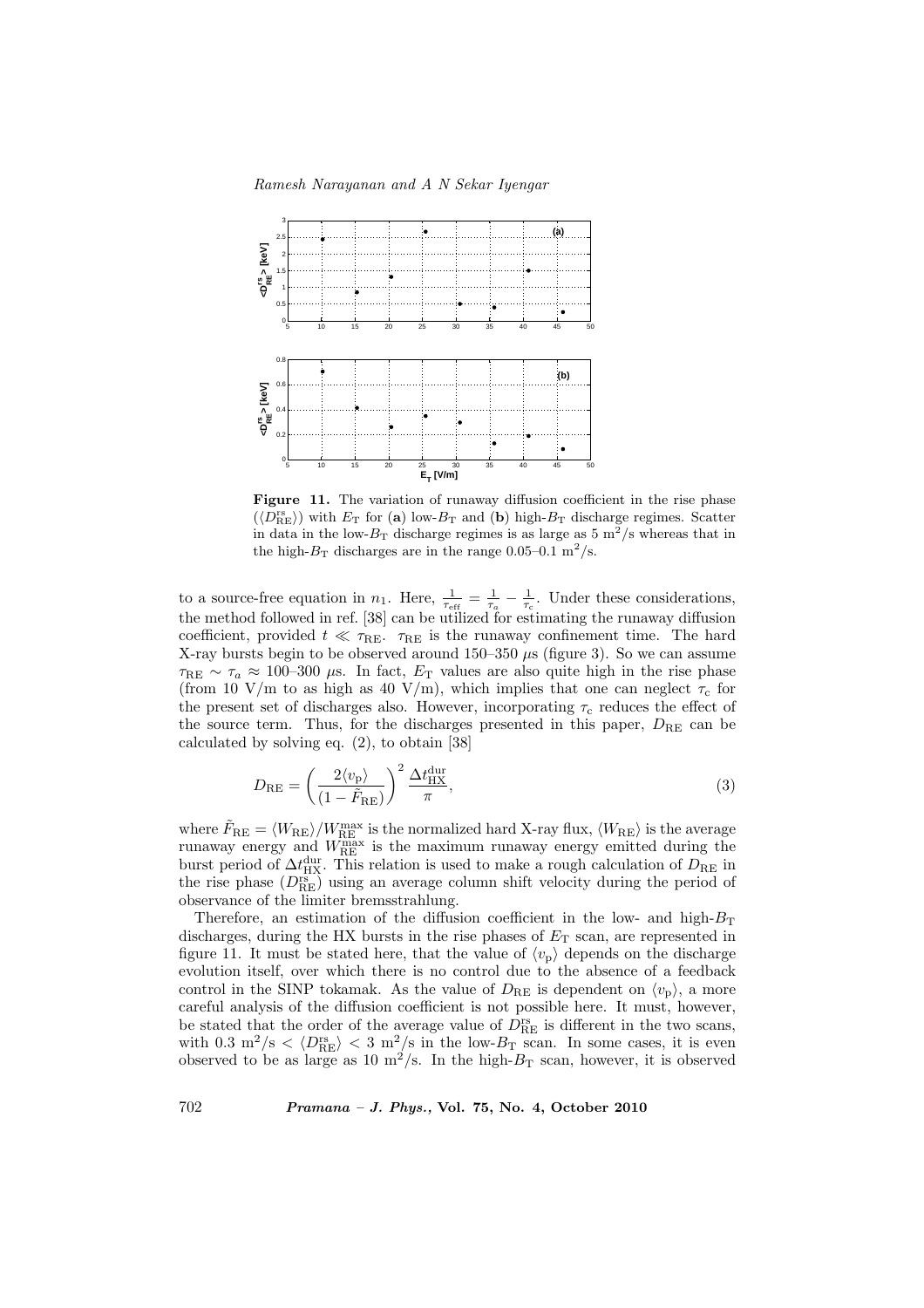**Figure 11.** The variation of runaway diffusion coefficient in the rise phase ($\langle D_{\mathrm{RE}}^{\mathrm{rs}} \rangle$) with $E_{\mathrm{T}}$ for (**a**) low-$B_{\mathrm{T}}$ and (**b**) high-$B_{\mathrm{T}}$ discharge regimes. Scatter in data in the low-$B_{\mathrm{T}}$ discharge regimes is as large as 5 m$^2$/s whereas that in the high-$B_{\mathrm{T}}$ discharges are in the range 0.05–0.1 m$^2$/s.

to a source-free equation in $n_1$. Here, $\frac{1}{\tau_{\mathrm{eff}}} = \frac{1}{\tau_a} - \frac{1}{\tau_c}$. Under these considerations, the method followed in ref. [38] can be utilized for estimating the runaway diffusion coefficient, provided $t \ll \tau_{\mathrm{RE}}$. $\tau_{\mathrm{RE}}$ is the runaway confinement time. The hard X-ray bursts begin to be observed around 150–350 $\mu$s (figure 3). So we can assume $\tau_{\mathrm{RE}} \sim \tau_a \approx$ 100–300 $\mu$s. In fact, $E_{\mathrm{T}}$ values are also quite high in the rise phase (from 10 V/m to as high as 40 V/m), which implies that one can neglect $\tau_{\mathrm{c}}$ for the present set of discharges also. However, incorporating $\tau_{\mathrm{c}}$ reduces the effect of the source term. Thus, for the discharges presented in this paper, $D_{\mathrm{RE}}$ can be calculated by solving eq. (2), to obtain [38]

$$D_{\mathrm{RE}} = \left( \frac{2\langle v_{\mathrm{p}} \rangle}{(1 - \tilde{F}_{\mathrm{RE}})} \right)^2 \frac{\Delta t_{\mathrm{HX}}^{\mathrm{dur}}}{\pi}, \tag{3}$$

where $\tilde{F}_{\mathrm{RE}} = \langle W_{\mathrm{RE}} \rangle / W_{\mathrm{RE}}^{\mathrm{max}}$ is the normalized hard X-ray flux, $\langle W_{\mathrm{RE}} \rangle$ is the average runaway energy and $W_{\mathrm{RE}}^{\mathrm{max}}$ is the maximum runaway energy emitted during the burst period of $\Delta t_{\mathrm{HX}}^{\mathrm{dur}}$. This relation is used to make a rough calculation of $D_{\mathrm{RE}}$ in the rise phase ($D_{\mathrm{RE}}^{\mathrm{rs}}$) using an average column shift velocity during the period of observance of the limiter bremsstrahlung.

Therefore, an estimation of the diffusion coefficient in the low- and high-$B_{\mathrm{T}}$ discharges, during the HX bursts in the rise phases of $E_{\mathrm{T}}$ scan, are represented in figure 11. It must be stated here, that the value of $\langle v_{\mathrm{p}} \rangle$ depends on the discharge evolution itself, over which there is no control due to the absence of a feedback control in the SINP tokamak. As the value of $D_{\mathrm{RE}}$ is dependent on $\langle v_{\mathrm{p}} \rangle$, a more careful analysis of the diffusion coefficient is not possible here. It must, however, be stated that the order of the average value of $D_{\mathrm{RE}}^{\mathrm{rs}}$ is different in the two scans, with 0.3 m$^2$/s $< \langle D_{\mathrm{RE}}^{\mathrm{rs}} \rangle <$ 3 m$^2$/s in the low-$B_{\mathrm{T}}$ scan. In some cases, it is even observed to be as large as 10 m$^2$/s. In the high-$B_{\mathrm{T}}$ scan, however, it is observed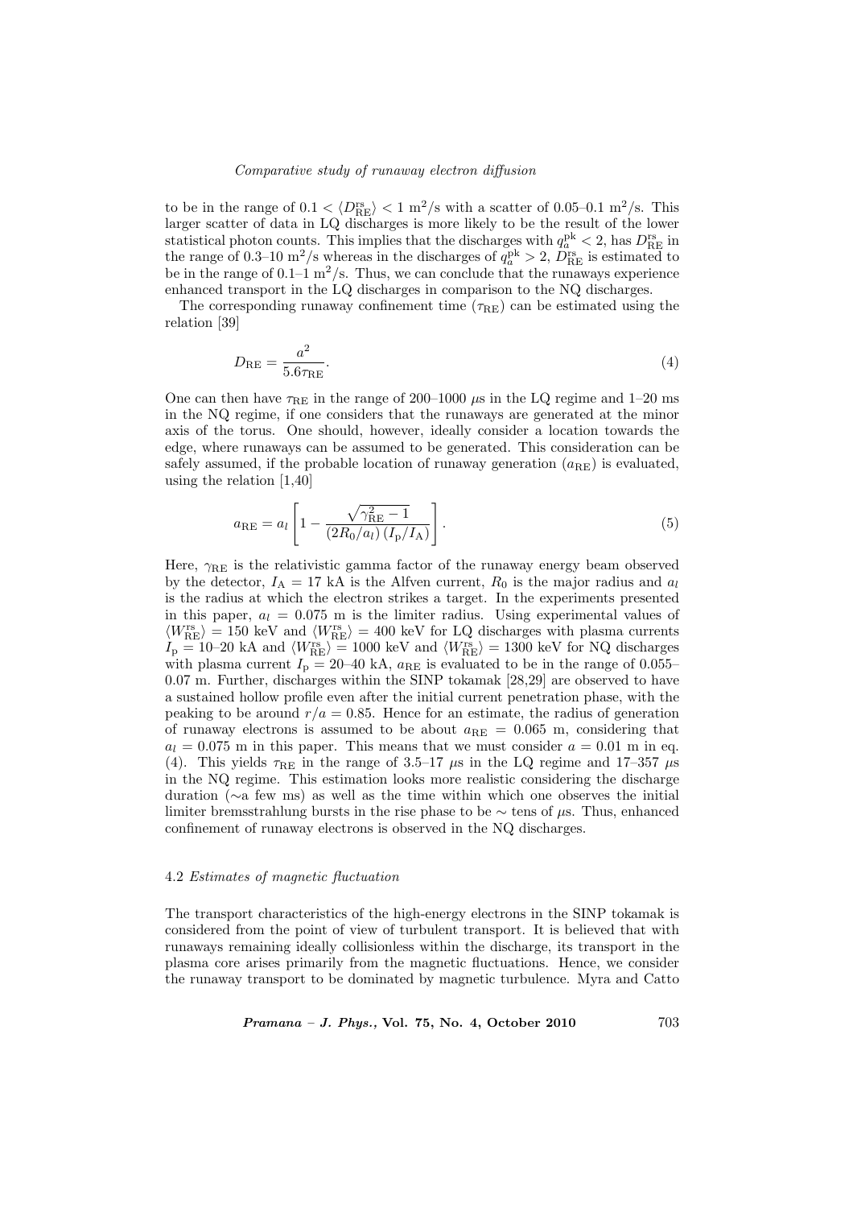to be in the range of $0.1 < \langle D_{\mathrm{RE}}^{\mathrm{rs}} \rangle < 1$ m$^2$/s with a scatter of 0.05–0.1 m$^2$/s. This larger scatter of data in LQ discharges is more likely to be the result of the lower statistical photon counts. This implies that the discharges with $q_a^{\mathrm{pk}} < 2$, has $D_{\mathrm{RE}}^{\mathrm{rs}}$ in the range of 0.3–10 m$^2$/s whereas in the discharges of $q_a^{\mathrm{pk}} > 2$, $D_{\mathrm{RE}}^{\mathrm{rs}}$ is estimated to be in the range of 0.1–1 m$^2$/s. Thus, we can conclude that the runaways experience enhanced transport in the LQ discharges in comparison to the NQ discharges.

The corresponding runaway confinement time ($\tau_{\mathrm{RE}}$) can be estimated using the relation [39]

$$D_{\mathrm{RE}} = \frac{a^2}{5.6\tau_{\mathrm{RE}}}. \tag{4}$$

One can then have $\tau_{\mathrm{RE}}$ in the range of 200–1000 $\mu$s in the LQ regime and 1–20 ms in the NQ regime, if one considers that the runaways are generated at the minor axis of the torus. One should, however, ideally consider a location towards the edge, where runaways can be assumed to be generated. This consideration can be safely assumed, if the probable location of runaway generation ($a_{\mathrm{RE}}$) is evaluated, using the relation [1,40]

$$a_{\mathrm{RE}} = a_l \left[ 1 - \frac{\sqrt{\gamma_{\mathrm{RE}}^2 - 1}}{(2R_0/a_l)\,(I_{\mathrm{p}}/I_{\mathrm{A}})} \right]. \tag{5}$$

Here, $\gamma_{\mathrm{RE}}$ is the relativistic gamma factor of the runaway energy beam observed by the detector, $I_{\mathrm{A}} = 17$ kA is the Alfven current, $R_0$ is the major radius and $a_l$ is the radius at which the electron strikes a target. In the experiments presented in this paper, $a_l = 0.075$ m is the limiter radius. Using experimental values of $\langle W_{\mathrm{RE}}^{\mathrm{rs}} \rangle = 150$ keV and $\langle W_{\mathrm{RE}}^{\mathrm{rs}} \rangle = 400$ keV for LQ discharges with plasma currents $I_{\mathrm{p}} = 10$–20 kA and $\langle W_{\mathrm{RE}}^{\mathrm{rs}} \rangle = 1000$ keV and $\langle W_{\mathrm{RE}}^{\mathrm{rs}} \rangle = 1300$ keV for NQ discharges with plasma current $I_{\mathrm{p}} = 20$–40 kA, $a_{\mathrm{RE}}$ is evaluated to be in the range of 0.055–0.07 m. Further, discharges within the SINP tokamak [28,29] are observed to have a sustained hollow profile even after the initial current penetration phase, with the peaking to be around $r/a = 0.85$. Hence for an estimate, the radius of generation of runaway electrons is assumed to be about $a_{\mathrm{RE}} = 0.065$ m, considering that $a_l = 0.075$ m in this paper. This means that we must consider $a = 0.01$ m in eq. (4). This yields $\tau_{\mathrm{RE}}$ in the range of 3.5–17 $\mu$s in the LQ regime and 17–357 $\mu$s in the NQ regime. This estimation looks more realistic considering the discharge duration (∼a few ms) as well as the time within which one observes the initial limiter bremsstrahlung bursts in the rise phase to be ∼ tens of $\mu$s. Thus, enhanced confinement of runaway electrons is observed in the NQ discharges.

### 4.2 *Estimates of magnetic fluctuation*

The transport characteristics of the high-energy electrons in the SINP tokamak is considered from the point of view of turbulent transport. It is believed that with runaways remaining ideally collisionless within the discharge, its transport in the plasma core arises primarily from the magnetic fluctuations. Hence, we consider the runaway transport to be dominated by magnetic turbulence. Myra and Catto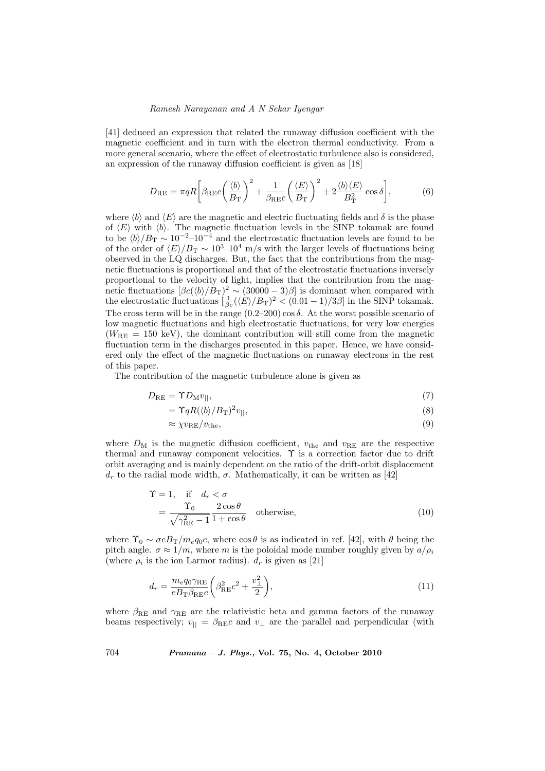[41] deduced an expression that related the runaway diffusion coefficient with the magnetic coefficient and in turn with the electron thermal conductivity. From a more general scenario, where the effect of electrostatic turbulence also is considered, an expression of the runaway diffusion coefficient is given as [18]

$$D_{\mathrm{RE}} = \pi q R\left[\beta_{\mathrm{RE}} c\left(\frac{\langle b\rangle}{B_{\mathrm{T}}}\right)^2 + \frac{1}{\beta_{\mathrm{RE}} c}\left(\frac{\langle E\rangle}{B_{\mathrm{T}}}\right)^2 + 2\frac{\langle b\rangle\langle E\rangle}{B_{\mathrm{T}}^2}\cos\delta\right], \tag{6}$$

where $\langle b\rangle$ and $\langle E\rangle$ are the magnetic and electric fluctuating fields and $\delta$ is the phase of $\langle E\rangle$ with $\langle b\rangle$. The magnetic fluctuation levels in the SINP tokamak are found to be $\langle b\rangle/B_{\mathrm{T}} \sim 10^{-2}$–$10^{-4}$ and the electrostatic fluctuation levels are found to be of the order of $\langle E\rangle/B_{\mathrm{T}} \sim 10^3$–$10^4$ m/s with the larger levels of fluctuations being observed in the LQ discharges. But, the fact that the contributions from the magnetic fluctuations is proportional and that of the electrostatic fluctuations inversely proportional to the velocity of light, implies that the contribution from the magnetic fluctuations $[\beta c(\langle b\rangle/B_{\mathrm{T}})^2 \sim (30000-3)\beta]$ is dominant when compared with the electrostatic fluctuations $[\frac{1}{\beta c}(\langle E\rangle/B_{\mathrm{T}})^2 < (0.01-1)/3\beta]$ in the SINP tokamak. The cross term will be in the range $(0.2–200)\cos\delta$. At the worst possible scenario of low magnetic fluctuations and high electrostatic fluctuations, for very low energies ($W_{\mathrm{RE}} = 150$ keV), the dominant contribution will still come from the magnetic fluctuation term in the discharges presented in this paper. Hence, we have considered only the effect of the magnetic fluctuations on runaway electrons in the rest of this paper.

The contribution of the magnetic turbulence alone is given as

$$D_{\mathrm{RE}} = \Upsilon D_{\mathrm{M}} v_{||}, \tag{7}$$

$$= \Upsilon q R(\langle b\rangle/B_{\mathrm{T}})^2 v_{||}, \tag{8}$$

$$\approx \chi v_{\mathrm{RE}}/v_{\mathrm{the}}, \tag{9}$$

where $D_{\mathrm{M}}$ is the magnetic diffusion coefficient, $v_{\mathrm{the}}$ and $v_{\mathrm{RE}}$ are the respective thermal and runaway component velocities. $\Upsilon$ is a correction factor due to drift orbit averaging and is mainly dependent on the ratio of the drift-orbit displacement $d_r$ to the radial mode width, $\sigma$. Mathematically, it can be written as [42]

$$\begin{aligned}\Upsilon &= 1, \quad \text{if} \quad d_r < \sigma \\ &= \frac{\Upsilon_0}{\sqrt{\gamma_{\mathrm{RE}}^2 - 1}}\frac{2\cos\theta}{1+\cos\theta} \quad \text{otherwise,}\end{aligned} \tag{10}$$

where $\Upsilon_0 \sim \sigma e B_{\mathrm{T}}/m_e q_0 c$, where $\cos\theta$ is as indicated in ref. [42], with $\theta$ being the pitch angle. $\sigma \approx 1/m$, where $m$ is the poloidal mode number roughly given by $a/\rho_i$ (where $\rho_i$ is the ion Larmor radius). $d_r$ is given as [21]

$$d_r = \frac{m_e q_0 \gamma_{\mathrm{RE}}}{e B_{\mathrm{T}} \beta_{\mathrm{RE}} c}\left(\beta_{\mathrm{RE}}^2 c^2 + \frac{v_\perp^2}{2}\right), \tag{11}$$

where $\beta_{\mathrm{RE}}$ and $\gamma_{\mathrm{RE}}$ are the relativistic beta and gamma factors of the runaway beams respectively; $v_{||} = \beta_{\mathrm{RE}} c$ and $v_\perp$ are the parallel and perpendicular (with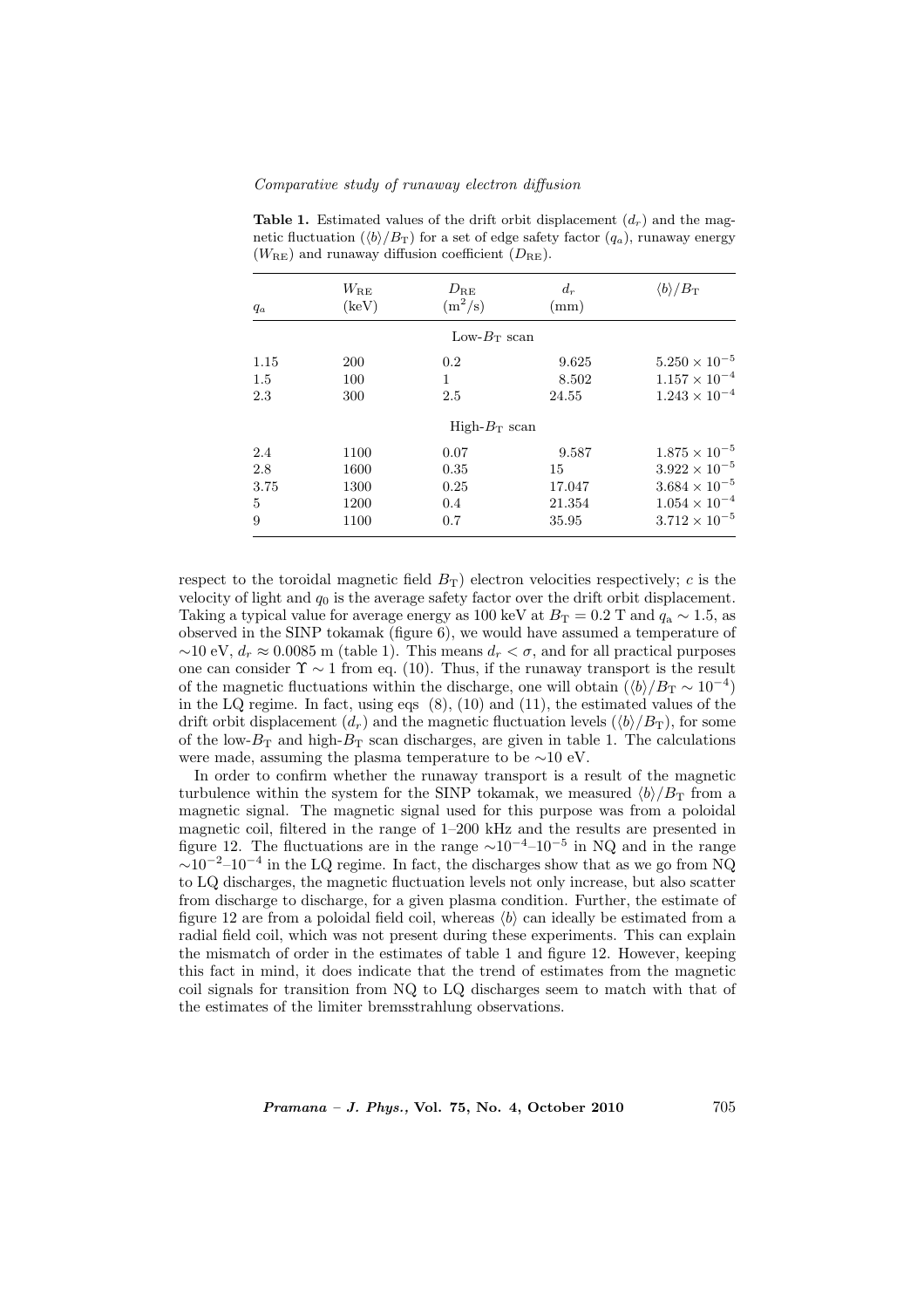**Table 1.** Estimated values of the drift orbit displacement ($d_r$) and the magnetic fluctuation ($\langle b \rangle / B_\mathrm{T}$) for a set of edge safety factor ($q_a$), runaway energy ($W_\mathrm{RE}$) and runaway diffusion coefficient ($D_\mathrm{RE}$).

| $q_a$ | $W_\mathrm{RE}$ (keV) | $D_\mathrm{RE}$ ($\mathrm{m}^2$/s) | $d_r$ (mm) | $\langle b \rangle / B_\mathrm{T}$ |
|---|---|---|---|---|
| | | Low-$B_\mathrm{T}$ scan | | |
| 1.15 | 200 | 0.2 | 9.625 | $5.250 \times 10^{-5}$ |
| 1.5 | 100 | 1 | 8.502 | $1.157 \times 10^{-4}$ |
| 2.3 | 300 | 2.5 | 24.55 | $1.243 \times 10^{-4}$ |
| | | High-$B_\mathrm{T}$ scan | | |
| 2.4 | 1100 | 0.07 | 9.587 | $1.875 \times 10^{-5}$ |
| 2.8 | 1600 | 0.35 | 15 | $3.922 \times 10^{-5}$ |
| 3.75 | 1300 | 0.25 | 17.047 | $3.684 \times 10^{-5}$ |
| 5 | 1200 | 0.4 | 21.354 | $1.054 \times 10^{-4}$ |
| 9 | 1100 | 0.7 | 35.95 | $3.712 \times 10^{-5}$ |

respect to the toroidal magnetic field $B_\mathrm{T}$) electron velocities respectively; $c$ is the velocity of light and $q_0$ is the average safety factor over the drift orbit displacement. Taking a typical value for average energy as 100 keV at $B_\mathrm{T} = 0.2$ T and $q_\mathrm{a} \sim 1.5$, as observed in the SINP tokamak (figure 6), we would have assumed a temperature of $\sim$10 eV, $d_r \approx 0.0085$ m (table 1). This means $d_r < \sigma$, and for all practical purposes one can consider $\Upsilon \sim 1$ from eq. (10). Thus, if the runaway transport is the result of the magnetic fluctuations within the discharge, one will obtain ($\langle b \rangle / B_\mathrm{T} \sim 10^{-4}$) in the LQ regime. In fact, using eqs (8), (10) and (11), the estimated values of the drift orbit displacement ($d_r$) and the magnetic fluctuation levels ($\langle b \rangle / B_\mathrm{T}$), for some of the low-$B_\mathrm{T}$ and high-$B_\mathrm{T}$ scan discharges, are given in table 1. The calculations were made, assuming the plasma temperature to be $\sim$10 eV.

In order to confirm whether the runaway transport is a result of the magnetic turbulence within the system for the SINP tokamak, we measured $\langle b \rangle / B_\mathrm{T}$ from a magnetic signal. The magnetic signal used for this purpose was from a poloidal magnetic coil, filtered in the range of 1–200 kHz and the results are presented in figure 12. The fluctuations are in the range $\sim 10^{-4}$–$10^{-5}$ in NQ and in the range $\sim 10^{-2}$–$10^{-4}$ in the LQ regime. In fact, the discharges show that as we go from NQ to LQ discharges, the magnetic fluctuation levels not only increase, but also scatter from discharge to discharge, for a given plasma condition. Further, the estimate of figure 12 are from a poloidal field coil, whereas $\langle b \rangle$ can ideally be estimated from a radial field coil, which was not present during these experiments. This can explain the mismatch of order in the estimates of table 1 and figure 12. However, keeping this fact in mind, it does indicate that the trend of estimates from the magnetic coil signals for transition from NQ to LQ discharges seem to match with that of the estimates of the limiter bremsstrahlung observations.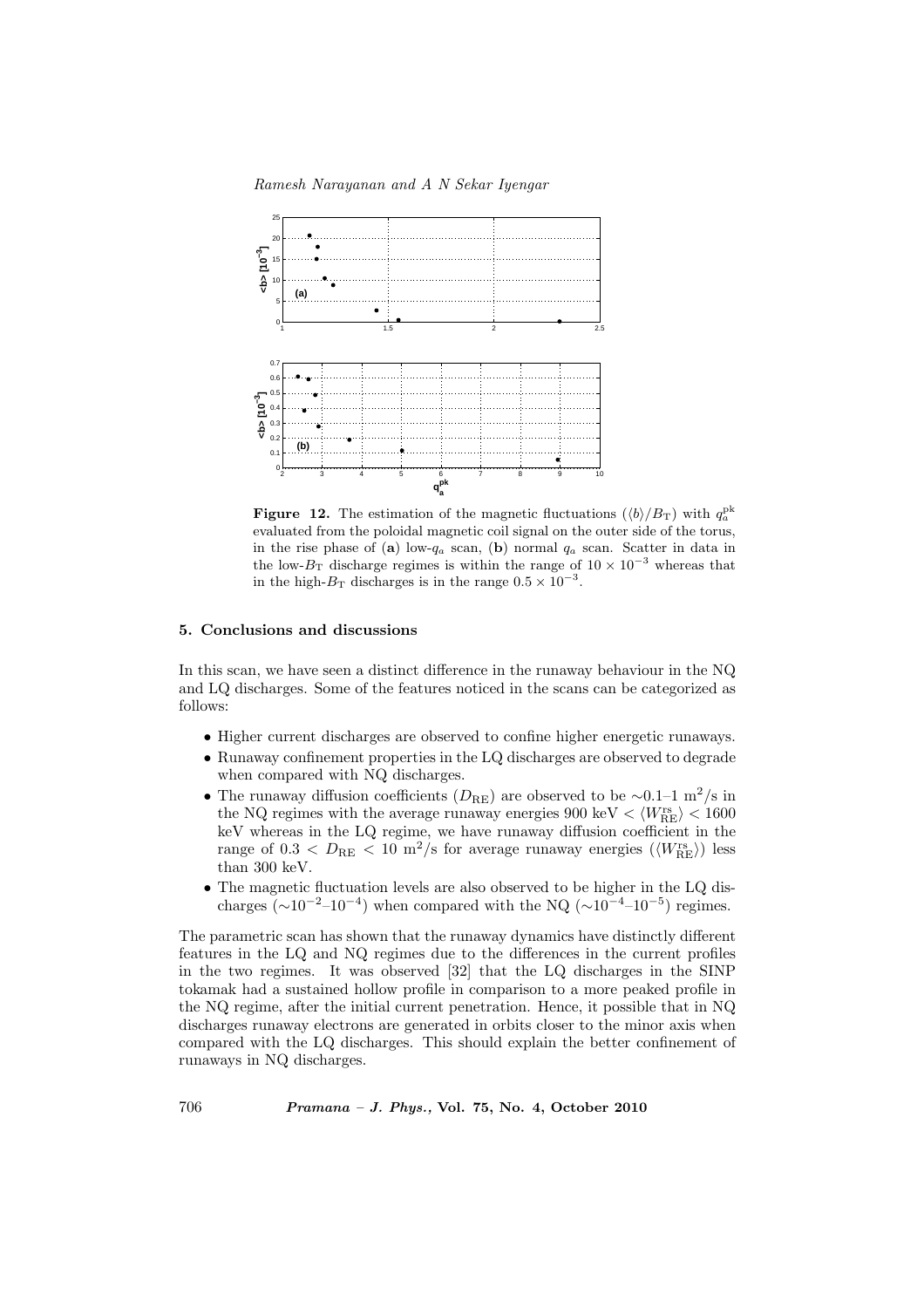**Figure 12.** The estimation of the magnetic fluctuations ($\langle b \rangle / B_{\mathrm{T}}$) with $q_a^{\mathrm{pk}}$ evaluated from the poloidal magnetic coil signal on the outer side of the torus, in the rise phase of (**a**) low-$q_a$ scan, (**b**) normal $q_a$ scan. Scatter in data in the low-$B_{\mathrm{T}}$ discharge regimes is within the range of $10 \times 10^{-3}$ whereas that in the high-$B_{\mathrm{T}}$ discharges is in the range $0.5 \times 10^{-3}$.

## 5. Conclusions and discussions

In this scan, we have seen a distinct difference in the runaway behaviour in the NQ and LQ discharges. Some of the features noticed in the scans can be categorized as follows:

- Higher current discharges are observed to confine higher energetic runaways.
- Runaway confinement properties in the LQ discharges are observed to degrade when compared with NQ discharges.
- The runaway diffusion coefficients ($D_{\mathrm{RE}}$) are observed to be ~0.1–1 $\mathrm{m}^2$/s in the NQ regimes with the average runaway energies 900 keV $< \langle W_{\mathrm{RE}}^{\mathrm{rs}} \rangle <$ 1600 keV whereas in the LQ regime, we have runaway diffusion coefficient in the range of $0.3 < D_{\mathrm{RE}} < 10$ $\mathrm{m}^2$/s for average runaway energies ($\langle W_{\mathrm{RE}}^{\mathrm{rs}} \rangle$) less than 300 keV.
- The magnetic fluctuation levels are also observed to be higher in the LQ discharges ($\sim 10^{-2}$–$10^{-4}$) when compared with the NQ ($\sim 10^{-4}$–$10^{-5}$) regimes.

The parametric scan has shown that the runaway dynamics have distinctly different features in the LQ and NQ regimes due to the differences in the current profiles in the two regimes. It was observed [32] that the LQ discharges in the SINP tokamak had a sustained hollow profile in comparison to a more peaked profile in the NQ regime, after the initial current penetration. Hence, it possible that in NQ discharges runaway electrons are generated in orbits closer to the minor axis when compared with the LQ discharges. This should explain the better confinement of runaways in NQ discharges.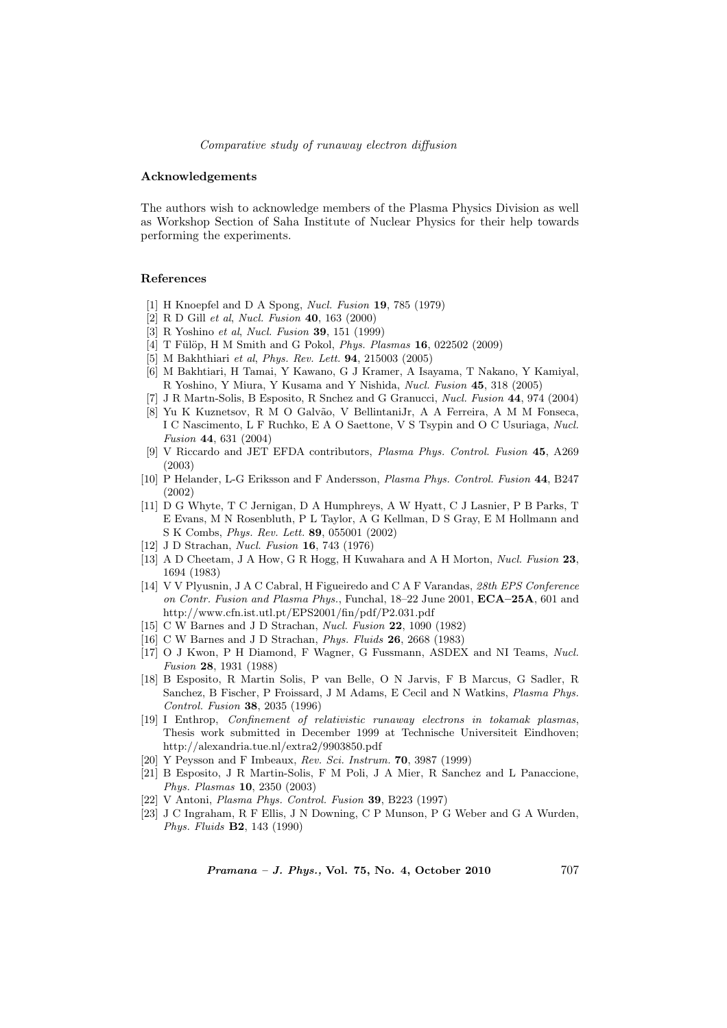## Acknowledgements

The authors wish to acknowledge members of the Plasma Physics Division as well as Workshop Section of Saha Institute of Nuclear Physics for their help towards performing the experiments.

## References

[1] H Knoepfel and D A Spong, *Nucl. Fusion* **19**, 785 (1979)
[2] R D Gill *et al*, *Nucl. Fusion* **40**, 163 (2000)
[3] R Yoshino *et al*, *Nucl. Fusion* **39**, 151 (1999)
[4] T Fülöp, H M Smith and G Pokol, *Phys. Plasmas* **16**, 022502 (2009)
[5] M Bakhthiari *et al*, *Phys. Rev. Lett.* **94**, 215003 (2005)
[6] M Bakhtiari, H Tamai, Y Kawano, G J Kramer, A Isayama, T Nakano, Y Kamiyal, R Yoshino, Y Miura, Y Kusama and Y Nishida, *Nucl. Fusion* **45**, 318 (2005)
[7] J R Martn-Solis, B Esposito, R Snchez and G Granucci, *Nucl. Fusion* **44**, 974 (2004)
[8] Yu K Kuznetsov, R M O Galvão, V BellintaniJr, A A Ferreira, A M M Fonseca, I C Nascimento, L F Ruchko, E A O Saettone, V S Tsypin and O C Usuriaga, *Nucl. Fusion* **44**, 631 (2004)
[9] V Riccardo and JET EFDA contributors, *Plasma Phys. Control. Fusion* **45**, A269 (2003)
[10] P Helander, L-G Eriksson and F Andersson, *Plasma Phys. Control. Fusion* **44**, B247 (2002)
[11] D G Whyte, T C Jernigan, D A Humphreys, A W Hyatt, C J Lasnier, P B Parks, T E Evans, M N Rosenbluth, P L Taylor, A G Kellman, D S Gray, E M Hollmann and S K Combs, *Phys. Rev. Lett.* **89**, 055001 (2002)
[12] J D Strachan, *Nucl. Fusion* **16**, 743 (1976)
[13] A D Cheetam, J A How, G R Hogg, H Kuwahara and A H Morton, *Nucl. Fusion* **23**, 1694 (1983)
[14] V V Plyusnin, J A C Cabral, H Figueiredo and C A F Varandas, *28th EPS Conference on Contr. Fusion and Plasma Phys.*, Funchal, 18–22 June 2001, **ECA–25A**, 601 and http://www.cfn.ist.utl.pt/EPS2001/fin/pdf/P2.031.pdf
[15] C W Barnes and J D Strachan, *Nucl. Fusion* **22**, 1090 (1982)
[16] C W Barnes and J D Strachan, *Phys. Fluids* **26**, 2668 (1983)
[17] O J Kwon, P H Diamond, F Wagner, G Fussmann, ASDEX and NI Teams, *Nucl. Fusion* **28**, 1931 (1988)
[18] B Esposito, R Martin Solis, P van Belle, O N Jarvis, F B Marcus, G Sadler, R Sanchez, B Fischer, P Froissard, J M Adams, E Cecil and N Watkins, *Plasma Phys. Control. Fusion* **38**, 2035 (1996)
[19] I Enthrop, *Confinement of relativistic runaway electrons in tokamak plasmas*, Thesis work submitted in December 1999 at Technische Universiteit Eindhoven; http://alexandria.tue.nl/extra2/9903850.pdf
[20] Y Peysson and F Imbeaux, *Rev. Sci. Instrum.* **70**, 3987 (1999)
[21] B Esposito, J R Martin-Solis, F M Poli, J A Mier, R Sanchez and L Panaccione, *Phys. Plasmas* **10**, 2350 (2003)
[22] V Antoni, *Plasma Phys. Control. Fusion* **39**, B223 (1997)
[23] J C Ingraham, R F Ellis, J N Downing, C P Munson, P G Weber and G A Wurden, *Phys. Fluids* **B2**, 143 (1990)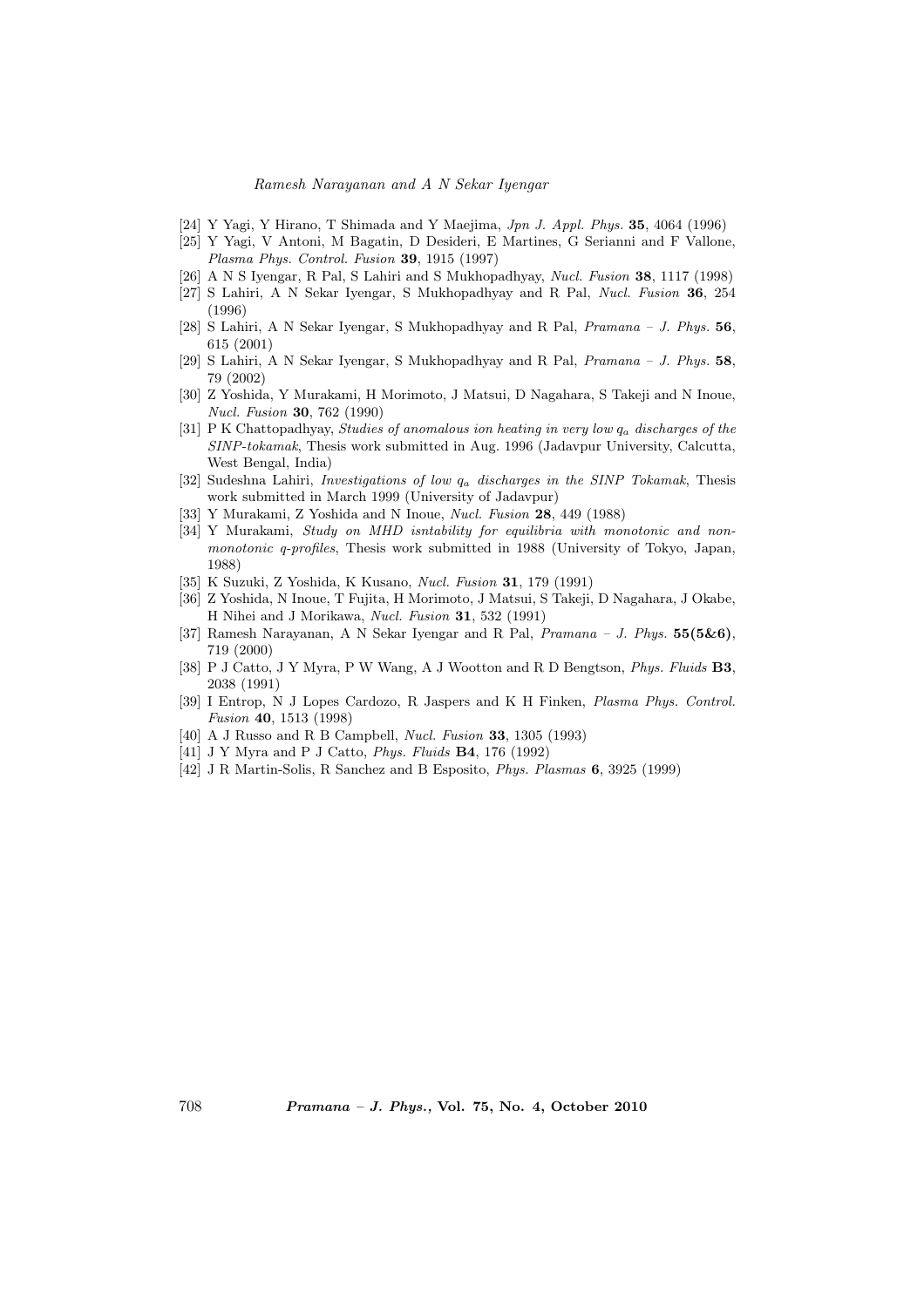[24] Y Yagi, Y Hirano, T Shimada and Y Maejima, *Jpn J. Appl. Phys.* **35**, 4064 (1996)

[25] Y Yagi, V Antoni, M Bagatin, D Desideri, E Martines, G Serianni and F Vallone, *Plasma Phys. Control. Fusion* **39**, 1915 (1997)

[26] A N S Iyengar, R Pal, S Lahiri and S Mukhopadhyay, *Nucl. Fusion* **38**, 1117 (1998)

[27] S Lahiri, A N Sekar Iyengar, S Mukhopadhyay and R Pal, *Nucl. Fusion* **36**, 254 (1996)

[28] S Lahiri, A N Sekar Iyengar, S Mukhopadhyay and R Pal, *Pramana – J. Phys.* **56**, 615 (2001)

[29] S Lahiri, A N Sekar Iyengar, S Mukhopadhyay and R Pal, *Pramana – J. Phys.* **58**, 79 (2002)

[30] Z Yoshida, Y Murakami, H Morimoto, J Matsui, D Nagahara, S Takeji and N Inoue, *Nucl. Fusion* **30**, 762 (1990)

[31] P K Chattopadhyay, *Studies of anomalous ion heating in very low $q_a$ discharges of the SINP-tokamak*, Thesis work submitted in Aug. 1996 (Jadavpur University, Calcutta, West Bengal, India)

[32] Sudeshna Lahiri, *Investigations of low $q_a$ discharges in the SINP Tokamak*, Thesis work submitted in March 1999 (University of Jadavpur)

[33] Y Murakami, Z Yoshida and N Inoue, *Nucl. Fusion* **28**, 449 (1988)

[34] Y Murakami, *Study on MHD isntability for equilibria with monotonic and non-monotonic q-profiles*, Thesis work submitted in 1988 (University of Tokyo, Japan, 1988)

[35] K Suzuki, Z Yoshida, K Kusano, *Nucl. Fusion* **31**, 179 (1991)

[36] Z Yoshida, N Inoue, T Fujita, H Morimoto, J Matsui, S Takeji, D Nagahara, J Okabe, H Nihei and J Morikawa, *Nucl. Fusion* **31**, 532 (1991)

[37] Ramesh Narayanan, A N Sekar Iyengar and R Pal, *Pramana – J. Phys.* **55(5&6)**, 719 (2000)

[38] P J Catto, J Y Myra, P W Wang, A J Wootton and R D Bengtson, *Phys. Fluids* **B3**, 2038 (1991)

[39] I Entrop, N J Lopes Cardozo, R Jaspers and K H Finken, *Plasma Phys. Control. Fusion* **40**, 1513 (1998)

[40] A J Russo and R B Campbell, *Nucl. Fusion* **33**, 1305 (1993)

[41] J Y Myra and P J Catto, *Phys. Fluids* **B4**, 176 (1992)

[42] J R Martin-Solis, R Sanchez and B Esposito, *Phys. Plasmas* **6**, 3925 (1999)